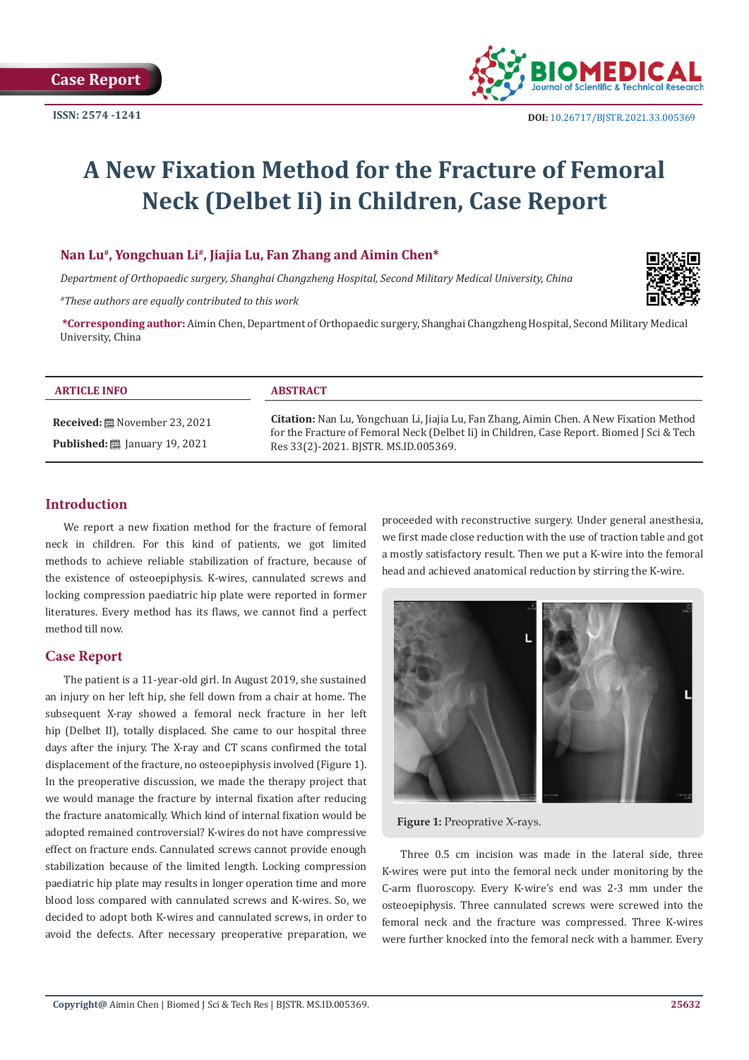Case Report

ISSN: 2574 -1241

DOI: 10.26717/BJSTR.2021.33.005369

# A New Fixation Method for the Fracture of Femoral Neck (Delbet Ii) in Children, Case Report

**Nan Lu[#], Yongchuan Li[#], Jiajia Lu, Fan Zhang and Aimin Chen***

*Department of Orthopaedic surgery, Shanghai Changzheng Hospital, Second Military Medical University, China*

*[#]These authors are equally contributed to this work*

**\*Corresponding author:** Aimin Chen, Department of Orthopaedic surgery, Shanghai Changzheng Hospital, Second Military Medical University, China

**ARTICLE INFO**

**Received:** November 23, 2021

**Published:** January 19, 2021

**ABSTRACT**

**Citation:** Nan Lu, Yongchuan Li, Jiajia Lu, Fan Zhang, Aimin Chen. A New Fixation Method for the Fracture of Femoral Neck (Delbet Ii) in Children, Case Report. Biomed J Sci & Tech Res 33(2)-2021. BJSTR. MS.ID.005369.

## Introduction

We report a new fixation method for the fracture of femoral neck in children. For this kind of patients, we got limited methods to achieve reliable stabilization of fracture, because of the existence of osteoepiphysis. K-wires, cannulated screws and locking compression paediatric hip plate were reported in former literatures. Every method has its flaws, we cannot find a perfect method till now.

## Case Report

The patient is a 11-year-old girl. In August 2019, she sustained an injury on her left hip, she fell down from a chair at home. The subsequent X-ray showed a femoral neck fracture in her left hip (Delbet II), totally displaced. She came to our hospital three days after the injury. The X-ray and CT scans confirmed the total displacement of the fracture, no osteoepiphysis involved (Figure 1). In the preoperative discussion, we made the therapy project that we would manage the fracture by internal fixation after reducing the fracture anatomically. Which kind of internal fixation would be adopted remained controversial? K-wires do not have compressive effect on fracture ends. Cannulated screws cannot provide enough stabilization because of the limited length. Locking compression paediatric hip plate may results in longer operation time and more blood loss compared with cannulated screws and K-wires. So, we decided to adopt both K-wires and cannulated screws, in order to avoid the defects. After necessary preoperative preparation, we proceeded with reconstructive surgery. Under general anesthesia, we first made close reduction with the use of traction table and got a mostly satisfactory result. Then we put a K-wire into the femoral head and achieved anatomical reduction by stirring the K-wire.

**Figure 1:** Preoprative X-rays.

Three 0.5 cm incision was made in the lateral side, three K-wires were put into the femoral neck under monitoring by the C-arm fluoroscopy. Every K-wire's end was 2-3 mm under the osteoepiphysis. Three cannulated screws were screwed into the femoral neck and the fracture was compressed. Three K-wires were further knocked into the femoral neck with a hammer. Every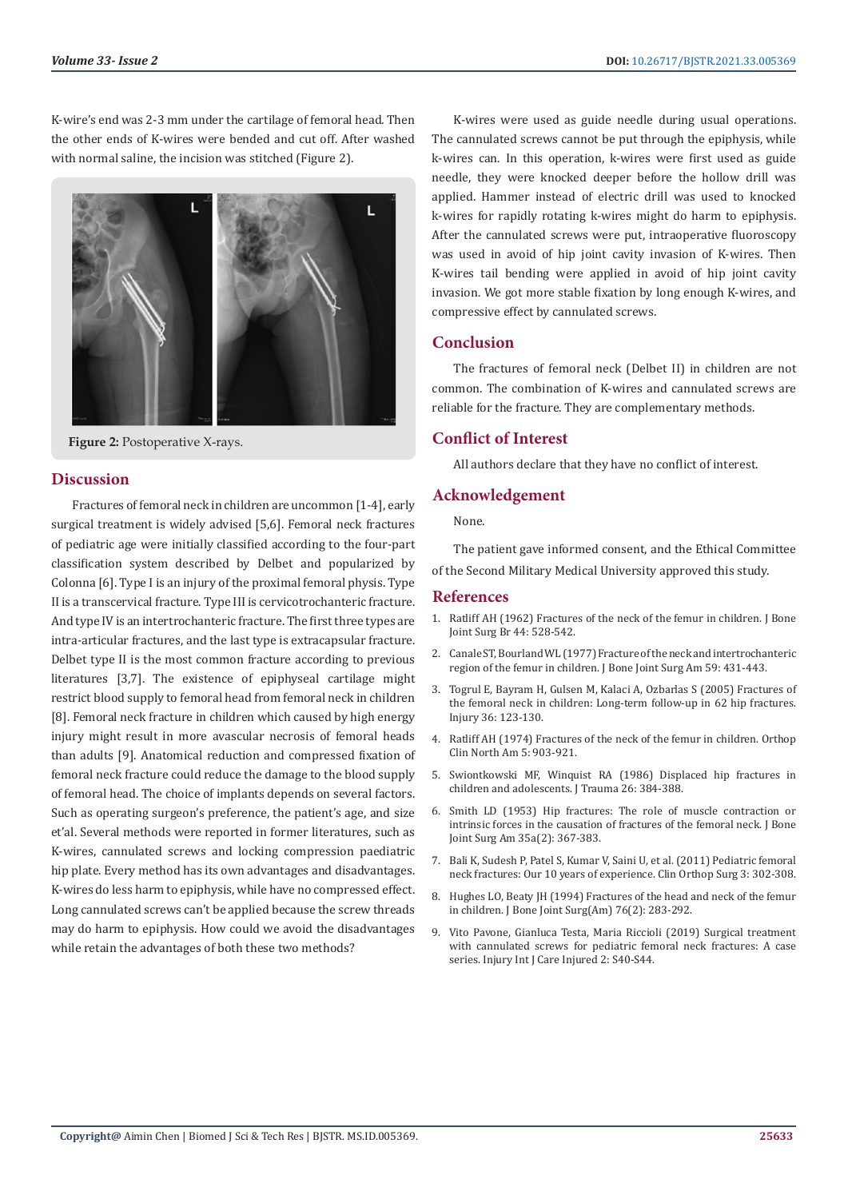K-wire's end was 2-3 mm under the cartilage of femoral head. Then the other ends of K-wires were bended and cut off. After washed with normal saline, the incision was stitched (Figure 2).

**Figure 2:** Postoperative X-rays.

## Discussion

Fractures of femoral neck in children are uncommon [1-4], early surgical treatment is widely advised [5,6]. Femoral neck fractures of pediatric age were initially classified according to the four-part classification system described by Delbet and popularized by Colonna [6]. Type I is an injury of the proximal femoral physis. Type II is a transcervical fracture. Type III is cervicotrochanteric fracture. And type IV is an intertrochanteric fracture. The first three types are intra-articular fractures, and the last type is extracapsular fracture. Delbet type II is the most common fracture according to previous literatures [3,7]. The existence of epiphyseal cartilage might restrict blood supply to femoral head from femoral neck in children [8]. Femoral neck fracture in children which caused by high energy injury might result in more avascular necrosis of femoral heads than adults [9]. Anatomical reduction and compressed fixation of femoral neck fracture could reduce the damage to the blood supply of femoral head. The choice of implants depends on several factors. Such as operating surgeon's preference, the patient's age, and size et'al. Several methods were reported in former literatures, such as K-wires, cannulated screws and locking compression paediatric hip plate. Every method has its own advantages and disadvantages. K-wires do less harm to epiphysis, while have no compressed effect. Long cannulated screws can't be applied because the screw threads may do harm to epiphysis. How could we avoid the disadvantages while retain the advantages of both these two methods?

K-wires were used as guide needle during usual operations. The cannulated screws cannot be put through the epiphysis, while k-wires can. In this operation, k-wires were first used as guide needle, they were knocked deeper before the hollow drill was applied. Hammer instead of electric drill was used to knocked k-wires for rapidly rotating k-wires might do harm to epiphysis. After the cannulated screws were put, intraoperative fluoroscopy was used in avoid of hip joint cavity invasion of K-wires. Then K-wires tail bending were applied in avoid of hip joint cavity invasion. We got more stable fixation by long enough K-wires, and compressive effect by cannulated screws.

## Conclusion

The fractures of femoral neck (Delbet II) in children are not common. The combination of K-wires and cannulated screws are reliable for the fracture. They are complementary methods.

## Conflict of Interest

All authors declare that they have no conflict of interest.

## Acknowledgement

None.

The patient gave informed consent, and the Ethical Committee of the Second Military Medical University approved this study.

## References

1. Ratliff AH (1962) Fractures of the neck of the femur in children. J Bone Joint Surg Br 44: 528-542.
2. Canale ST, Bourland WL (1977) Fracture of the neck and intertrochanteric region of the femur in children. J Bone Joint Surg Am 59: 431-443.
3. Togrul E, Bayram H, Gulsen M, Kalaci A, Ozbarlas S (2005) Fractures of the femoral neck in children: Long-term follow-up in 62 hip fractures. Injury 36: 123-130.
4. Ratliff AH (1974) Fractures of the neck of the femur in children. Orthop Clin North Am 5: 903-921.
5. Swiontkowski MF, Winquist RA (1986) Displaced hip fractures in children and adolescents. J Trauma 26: 384-388.
6. Smith LD (1953) Hip fractures: The role of muscle contraction or intrinsic forces in the causation of fractures of the femoral neck. J Bone Joint Surg Am 35a(2): 367-383.
7. Bali K, Sudesh P, Patel S, Kumar V, Saini U, et al. (2011) Pediatric femoral neck fractures: Our 10 years of experience. Clin Orthop Surg 3: 302-308.
8. Hughes LO, Beaty JH (1994) Fractures of the head and neck of the femur in children. J Bone Joint Surg(Am) 76(2): 283-292.
9. Vito Pavone, Gianluca Testa, Maria Riccioli (2019) Surgical treatment with cannulated screws for pediatric femoral neck fractures: A case series. Injury Int J Care Injured 2: S40-S44.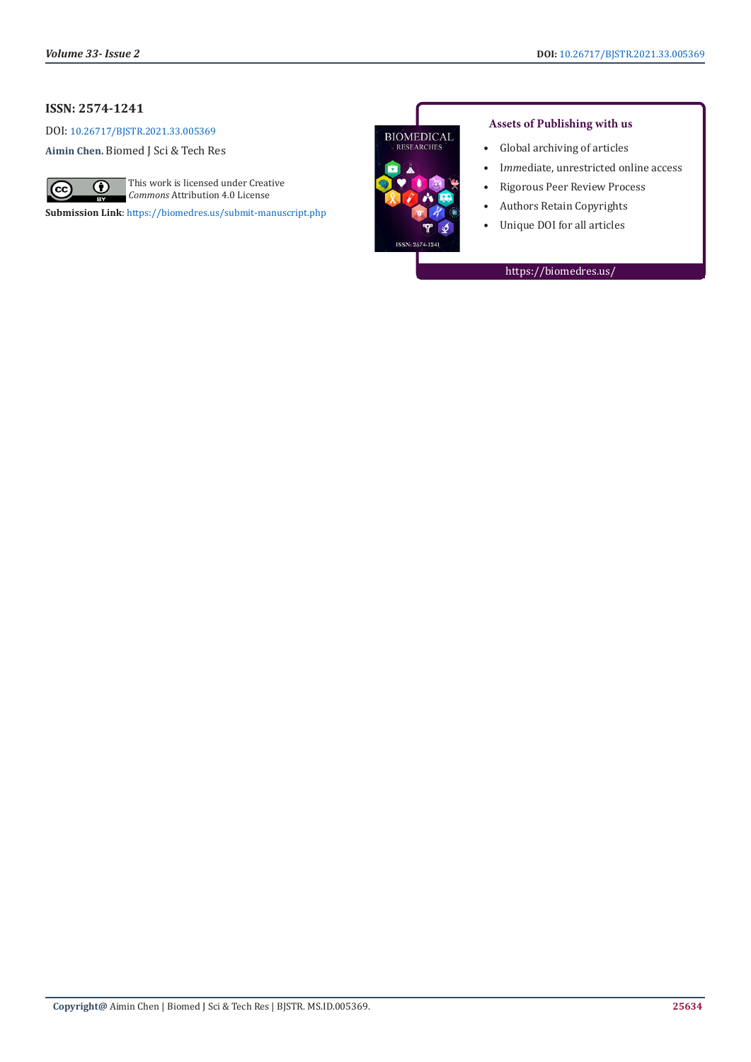**ISSN: 2574-1241**

DOI: 10.26717/BJSTR.2021.33.005369

**Aimin Chen.** Biomed J Sci & Tech Res

This work is licensed under Creative *Commons* Attribution 4.0 License

**Submission Link**: https://biomedres.us/submit-manuscript.php

### Assets of Publishing with us

- Global archiving of articles
- Immediate, unrestricted online access
- Rigorous Peer Review Process
- Authors Retain Copyrights
- Unique DOI for all articles

https://biomedres.us/